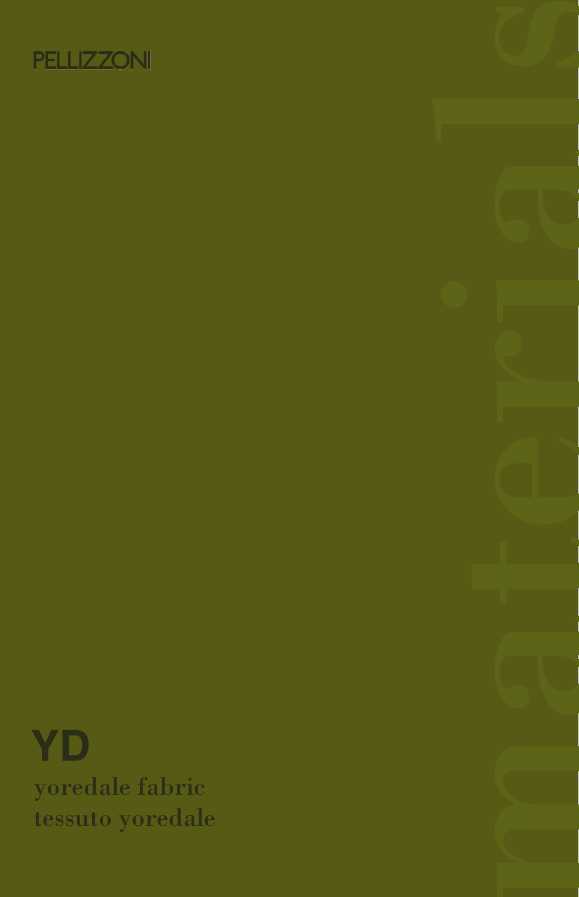PELLIZZONI

materials

# YD

yoredale fabric
tessuto yoredale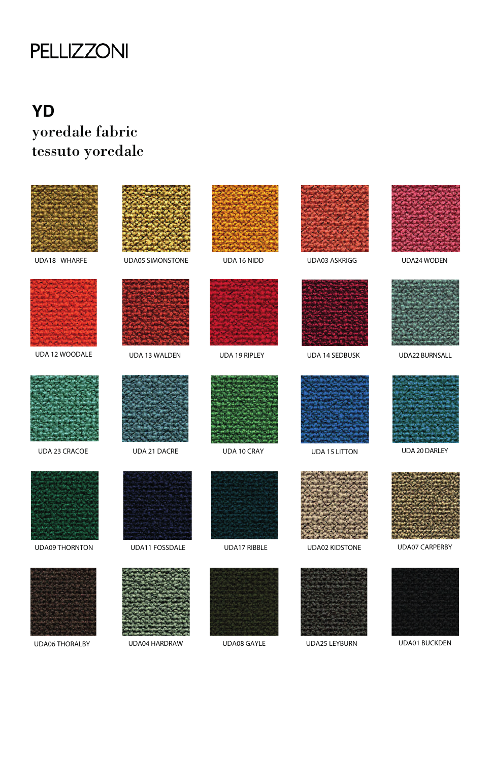PELLIZZONI

# YD

## yoredale fabric
## tessuto yoredale

UDA18 WHARFE

UDA05 SIMONSTONE

UDA 16 NIDD

UDA03 ASKRIGG

UDA24 WODEN

UDA 12 WOODALE

UDA 13 WALDEN

UDA 19 RIPLEY

UDA 14 SEDBUSK

UDA22 BURNSALL

UDA 23 CRACOE

UDA 21 DACRE

UDA 10 CRAY

UDA 15 LITTON

UDA 20 DARLEY

UDA09 THORNTON

UDA11 FOSSDALE

UDA17 RIBBLE

UDA02 KIDSTONE

UDA07 CARPERBY

UDA06 THORALBY

UDA04 HARDRAW

UDA08 GAYLE

UDA25 LEYBURN

UDA01 BUCKDEN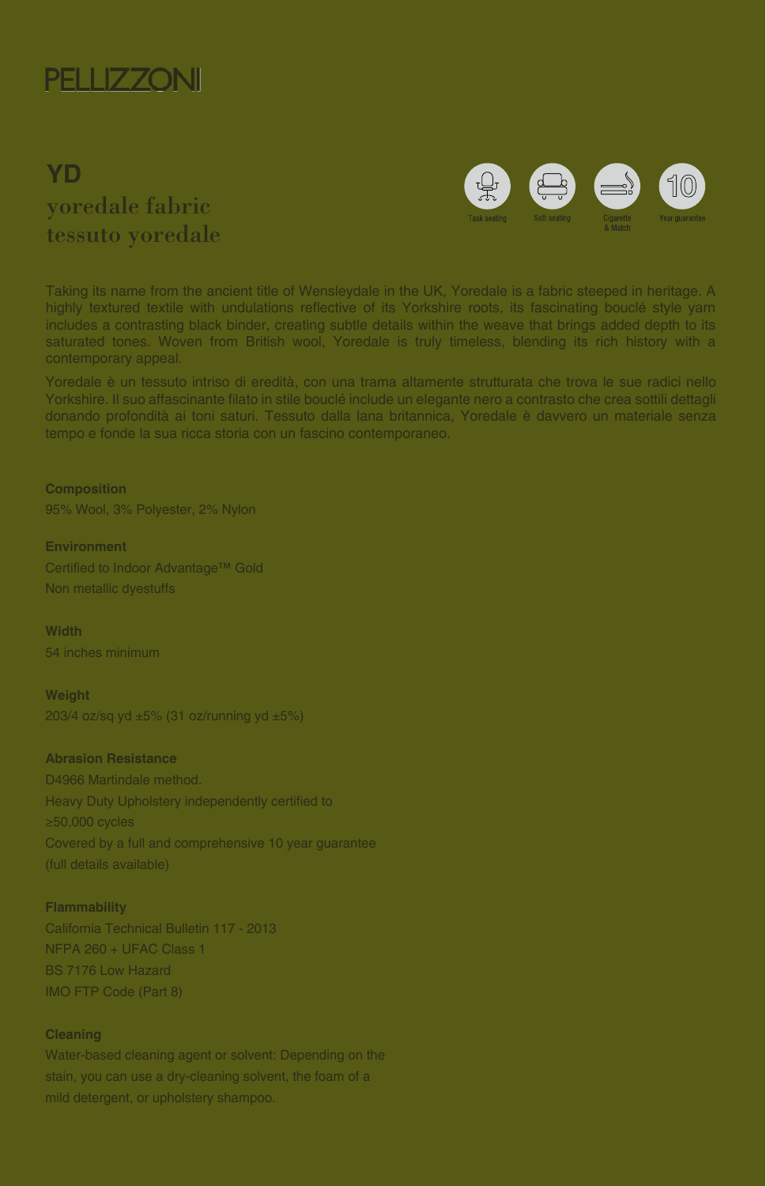PELLIZZONI

# YD

## yoredale fabric
## tessuto yoredale

Task seating
Soft seating
Cigarette & Match
10 Year guarantee

Taking its name from the ancient title of Wensleydale in the UK, Yoredale is a fabric steeped in heritage. A highly textured textile with undulations reflective of its Yorkshire roots, its fascinating bouclé style yarn includes a contrasting black binder, creating subtle details within the weave that brings added depth to its saturated tones. Woven from British wool, Yoredale is truly timeless, blending its rich history with a contemporary appeal.

Yoredale è un tessuto intriso di eredità, con una trama altamente strutturata che trova le sue radici nello Yorkshire. Il suo affascinante filato in stile bouclé include un elegante nero a contrasto che crea sottili dettagli donando profondità ai toni saturi. Tessuto dalla lana britannica, Yoredale è davvero un materiale senza tempo e fonde la sua ricca storia con un fascino contemporaneo.

**Composition**
95% Wool, 3% Polyester, 2% Nylon

**Environment**
Certified to Indoor Advantage™ Gold
Non metallic dyestuffs

**Width**
54 inches minimum

**Weight**
203/4 oz/sq yd ±5% (31 oz/running yd ±5%)

**Abrasion Resistance**
D4966 Martindale method.
Heavy Duty Upholstery independently certified to ≥50,000 cycles
Covered by a full and comprehensive 10 year guarantee (full details available)

**Flammability**
California Technical Bulletin 117 - 2013
NFPA 260 + UFAC Class 1
BS 7176 Low Hazard
IMO FTP Code (Part 8)

**Cleaning**
Water-based cleaning agent or solvent: Depending on the stain, you can use a dry-cleaning solvent, the foam of a mild detergent, or upholstery shampoo.